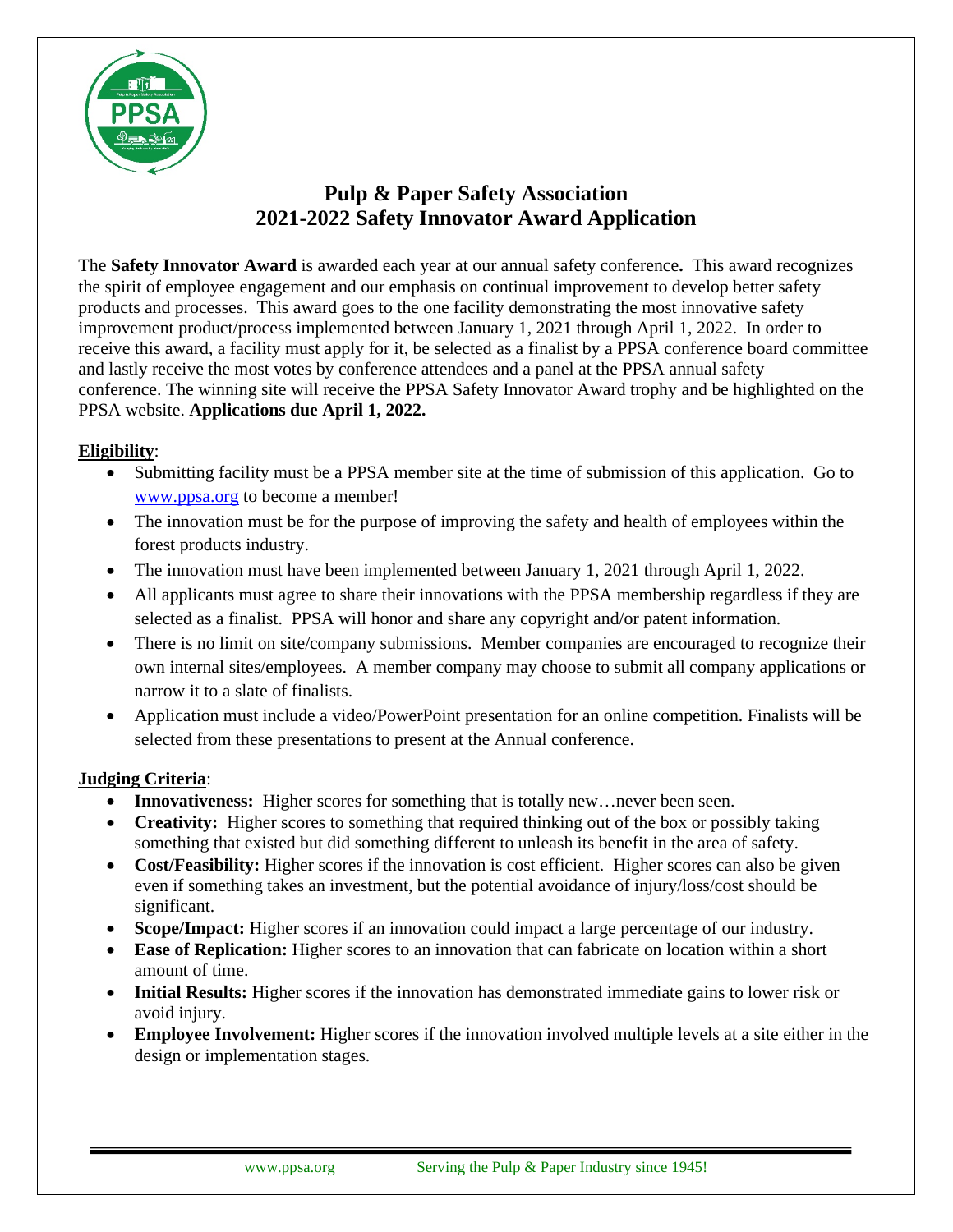# Pulp & Paper Safety Association
# 2021-2022 Safety Innovator Award Application

The **Safety Innovator Award** is awarded each year at our annual safety conference**.** This award recognizes the spirit of employee engagement and our emphasis on continual improvement to develop better safety products and processes. This award goes to the one facility demonstrating the most innovative safety improvement product/process implemented between January 1, 2021 through April 1, 2022. In order to receive this award, a facility must apply for it, be selected as a finalist by a PPSA conference board committee and lastly receive the most votes by conference attendees and a panel at the PPSA annual safety conference. The winning site will receive the PPSA Safety Innovator Award trophy and be highlighted on the PPSA website. **Applications due April 1, 2022.**

**Eligibility**:

- Submitting facility must be a PPSA member site at the time of submission of this application. Go to www.ppsa.org to become a member!
- The innovation must be for the purpose of improving the safety and health of employees within the forest products industry.
- The innovation must have been implemented between January 1, 2021 through April 1, 2022.
- All applicants must agree to share their innovations with the PPSA membership regardless if they are selected as a finalist. PPSA will honor and share any copyright and/or patent information.
- There is no limit on site/company submissions. Member companies are encouraged to recognize their own internal sites/employees. A member company may choose to submit all company applications or narrow it to a slate of finalists.
- Application must include a video/PowerPoint presentation for an online competition. Finalists will be selected from these presentations to present at the Annual conference.

**Judging Criteria**:

- **Innovativeness:** Higher scores for something that is totally new…never been seen.
- **Creativity:** Higher scores to something that required thinking out of the box or possibly taking something that existed but did something different to unleash its benefit in the area of safety.
- **Cost/Feasibility:** Higher scores if the innovation is cost efficient. Higher scores can also be given even if something takes an investment, but the potential avoidance of injury/loss/cost should be significant.
- **Scope/Impact:** Higher scores if an innovation could impact a large percentage of our industry.
- **Ease of Replication:** Higher scores to an innovation that can fabricate on location within a short amount of time.
- **Initial Results:** Higher scores if the innovation has demonstrated immediate gains to lower risk or avoid injury.
- **Employee Involvement:** Higher scores if the innovation involved multiple levels at a site either in the design or implementation stages.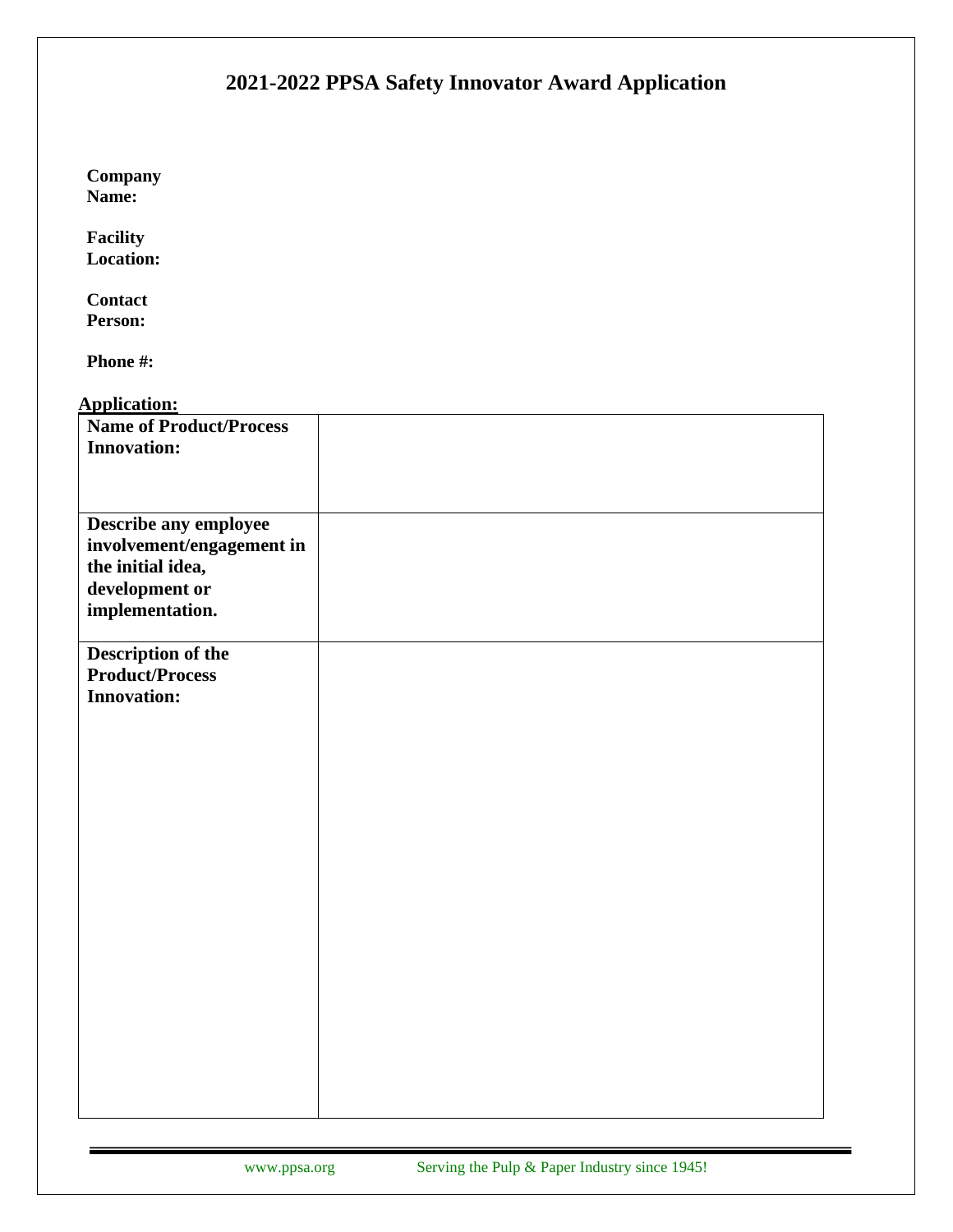# 2021-2022 PPSA Safety Innovator Award Application

**Company Name:**

**Facility Location:**

**Contact Person:**

**Phone #:**

**Application:**

| | |
|---|---|
| **Name of Product/Process Innovation:** | |
| **Describe any employee involvement/engagement in the initial idea, development or implementation.** | |
| **Description of the Product/Process Innovation:** | |

www.ppsa.org Serving the Pulp & Paper Industry since 1945!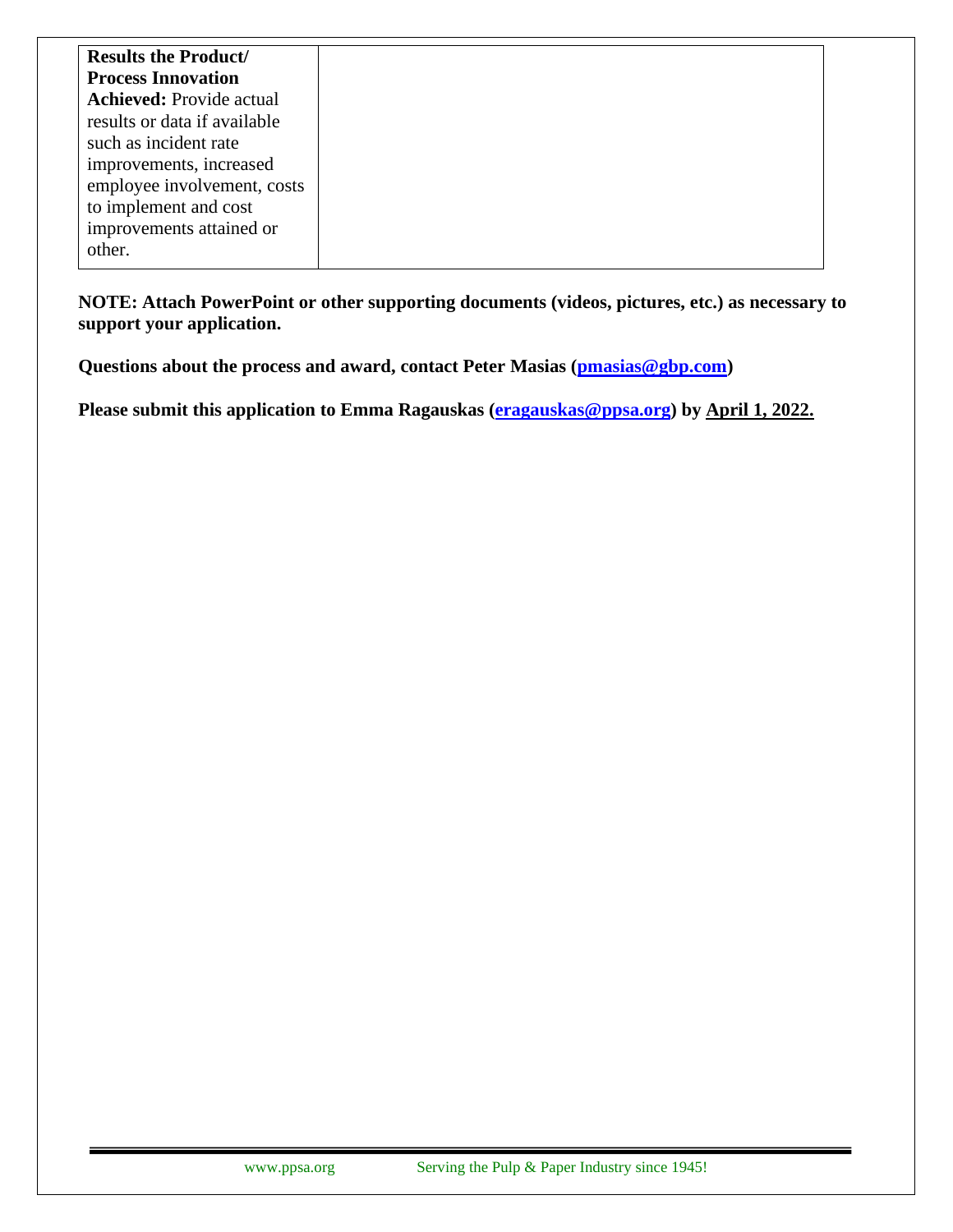| | |
|---|---|
| **Results the Product/ Process Innovation Achieved:** Provide actual results or data if available such as incident rate improvements, increased employee involvement, costs to implement and cost improvements attained or other. | |

**NOTE: Attach PowerPoint or other supporting documents (videos, pictures, etc.) as necessary to support your application.**

**Questions about the process and award, contact Peter Masias (pmasias@gbp.com)**

**Please submit this application to Emma Ragauskas (eragauskas@ppsa.org) by April 1, 2022.**